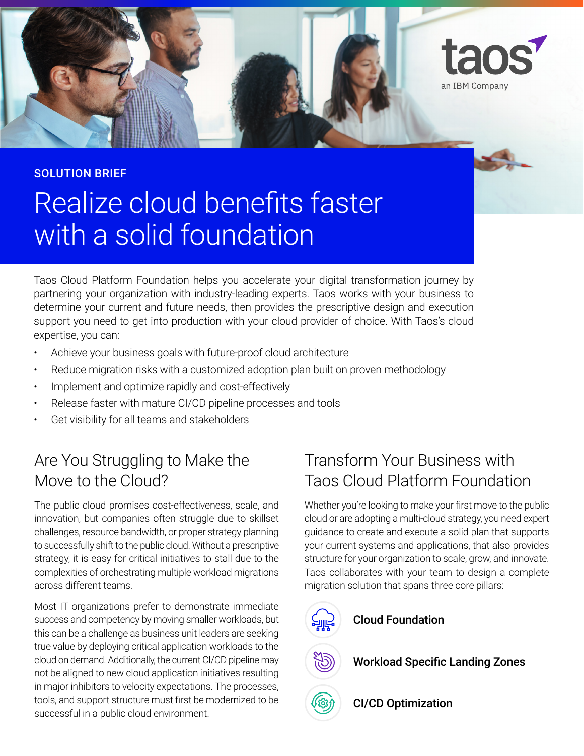taos
an IBM Company

SOLUTION BRIEF

# Realize cloud benefits faster with a solid foundation

Taos Cloud Platform Foundation helps you accelerate your digital transformation journey by partnering your organization with industry-leading experts. Taos works with your business to determine your current and future needs, then provides the prescriptive design and execution support you need to get into production with your cloud provider of choice. With Taos's cloud expertise, you can:

- Achieve your business goals with future-proof cloud architecture
- Reduce migration risks with a customized adoption plan built on proven methodology
- Implement and optimize rapidly and cost-effectively
- Release faster with mature CI/CD pipeline processes and tools
- Get visibility for all teams and stakeholders

## Are You Struggling to Make the Move to the Cloud?

The public cloud promises cost-effectiveness, scale, and innovation, but companies often struggle due to skillset challenges, resource bandwidth, or proper strategy planning to successfully shift to the public cloud. Without a prescriptive strategy, it is easy for critical initiatives to stall due to the complexities of orchestrating multiple workload migrations across different teams.

Most IT organizations prefer to demonstrate immediate success and competency by moving smaller workloads, but this can be a challenge as business unit leaders are seeking true value by deploying critical application workloads to the cloud on demand. Additionally, the current CI/CD pipeline may not be aligned to new cloud application initiatives resulting in major inhibitors to velocity expectations. The processes, tools, and support structure must first be modernized to be successful in a public cloud environment.

## Transform Your Business with Taos Cloud Platform Foundation

Whether you're looking to make your first move to the public cloud or are adopting a multi-cloud strategy, you need expert guidance to create and execute a solid plan that supports your current systems and applications, that also provides structure for your organization to scale, grow, and innovate. Taos collaborates with your team to design a complete migration solution that spans three core pillars:

**Cloud Foundation**

**Workload Specific Landing Zones**

**CI/CD Optimization**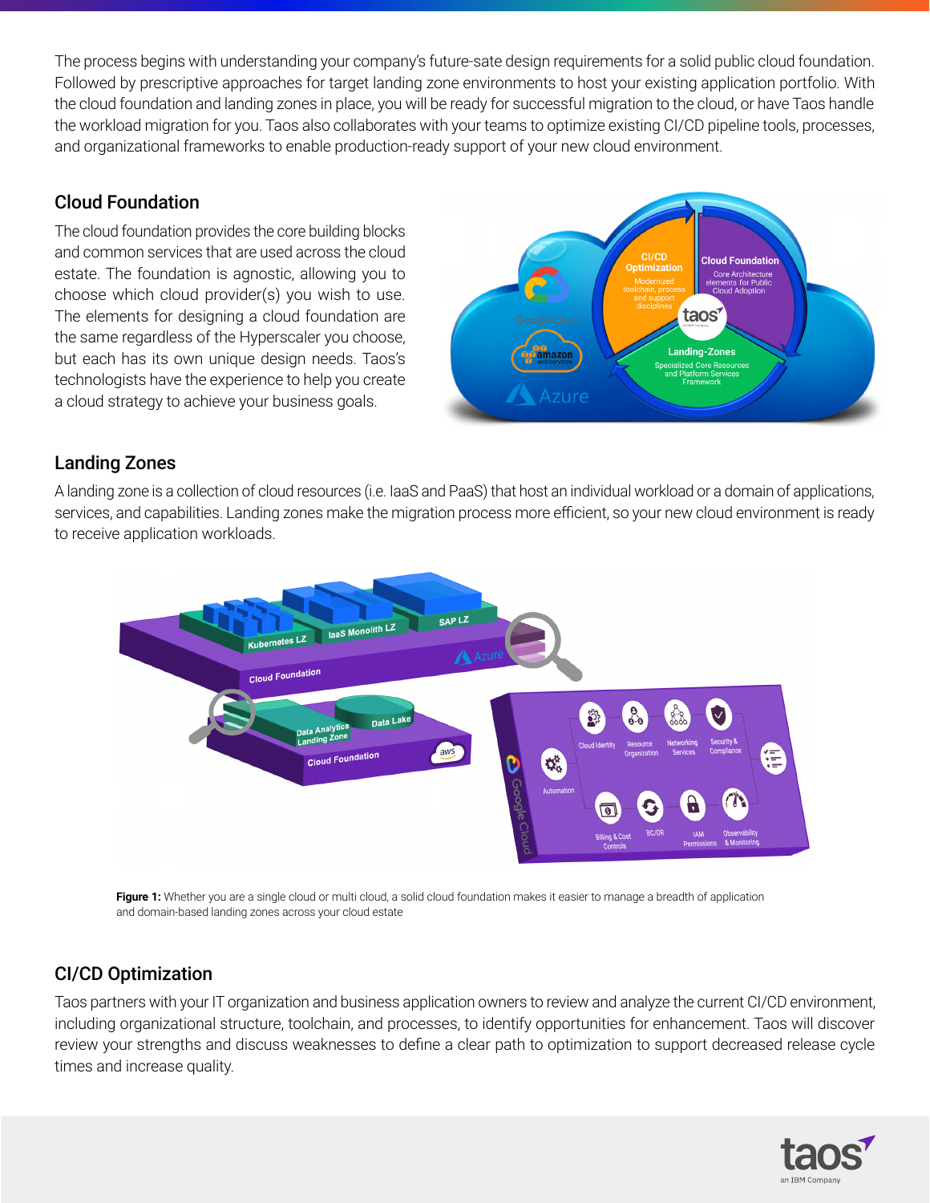The process begins with understanding your company's future-sate design requirements for a solid public cloud foundation. Followed by prescriptive approaches for target landing zone environments to host your existing application portfolio. With the cloud foundation and landing zones in place, you will be ready for successful migration to the cloud, or have Taos handle the workload migration for you. Taos also collaborates with your teams to optimize existing CI/CD pipeline tools, processes, and organizational frameworks to enable production-ready support of your new cloud environment.

## Cloud Foundation

The cloud foundation provides the core building blocks and common services that are used across the cloud estate. The foundation is agnostic, allowing you to choose which cloud provider(s) you wish to use. The elements for designing a cloud foundation are the same regardless of the Hyperscaler you choose, but each has its own unique design needs. Taos's technologists have the experience to help you create a cloud strategy to achieve your business goals.

## Landing Zones

A landing zone is a collection of cloud resources (i.e. IaaS and PaaS) that host an individual workload or a domain of applications, services, and capabilities. Landing zones make the migration process more efficient, so your new cloud environment is ready to receive application workloads.

**Figure 1:** Whether you are a single cloud or multi cloud, a solid cloud foundation makes it easier to manage a breadth of application and domain-based landing zones across your cloud estate

## CI/CD Optimization

Taos partners with your IT organization and business application owners to review and analyze the current CI/CD environment, including organizational structure, toolchain, and processes, to identify opportunities for enhancement. Taos will discover review your strengths and discuss weaknesses to define a clear path to optimization to support decreased release cycle times and increase quality.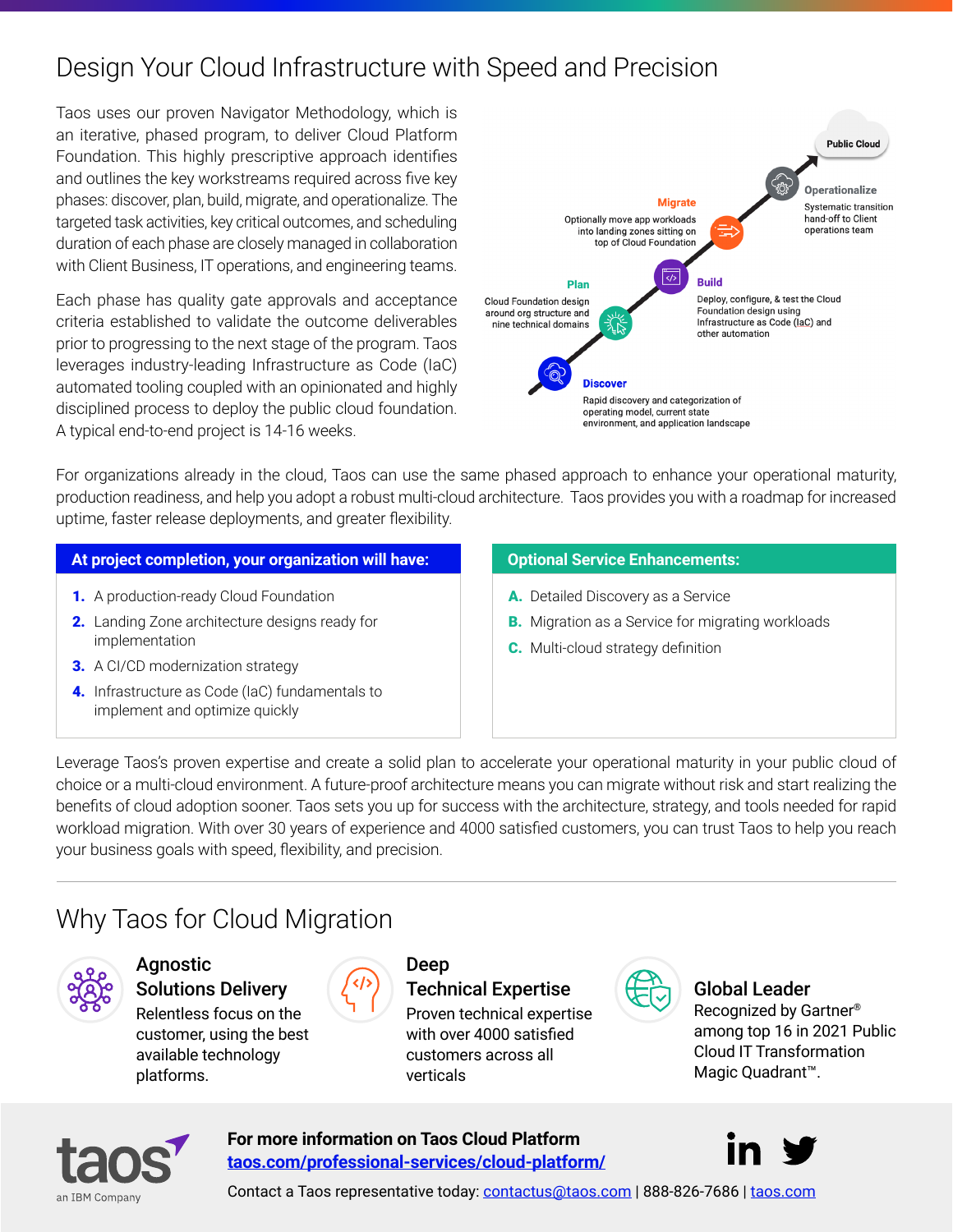# Design Your Cloud Infrastructure with Speed and Precision

Taos uses our proven Navigator Methodology, which is an iterative, phased program, to deliver Cloud Platform Foundation. This highly prescriptive approach identifies and outlines the key workstreams required across five key phases: discover, plan, build, migrate, and operationalize. The targeted task activities, key critical outcomes, and scheduling duration of each phase are closely managed in collaboration with Client Business, IT operations, and engineering teams.

Each phase has quality gate approvals and acceptance criteria established to validate the outcome deliverables prior to progressing to the next stage of the program. Taos leverages industry-leading Infrastructure as Code (IaC) automated tooling coupled with an opinionated and highly disciplined process to deploy the public cloud foundation. A typical end-to-end project is 14-16 weeks.

Public Cloud

**Operationalize**
Systematic transition hand-off to Client operations team

**Migrate**
Optionally move app workloads into landing zones sitting on top of Cloud Foundation

**Build**
Deploy, configure, & test the Cloud Foundation design using Infrastructure as Code (IaC) and other automation

**Plan**
Cloud Foundation design around org structure and nine technical domains

**Discover**
Rapid discovery and categorization of operating model, current state environment, and application landscape

For organizations already in the cloud, Taos can use the same phased approach to enhance your operational maturity, production readiness, and help you adopt a robust multi-cloud architecture. Taos provides you with a roadmap for increased uptime, faster release deployments, and greater flexibility.

### At project completion, your organization will have:

1. A production-ready Cloud Foundation
2. Landing Zone architecture designs ready for implementation
3. A CI/CD modernization strategy
4. Infrastructure as Code (IaC) fundamentals to implement and optimize quickly

### Optional Service Enhancements:

A. Detailed Discovery as a Service
B. Migration as a Service for migrating workloads
C. Multi-cloud strategy definition

Leverage Taos's proven expertise and create a solid plan to accelerate your operational maturity in your public cloud of choice or a multi-cloud environment. A future-proof architecture means you can migrate without risk and start realizing the benefits of cloud adoption sooner. Taos sets you up for success with the architecture, strategy, and tools needed for rapid workload migration. With over 30 years of experience and 4000 satisfied customers, you can trust Taos to help you reach your business goals with speed, flexibility, and precision.

## Why Taos for Cloud Migration

**Agnostic Solutions Delivery**
Relentless focus on the customer, using the best available technology platforms.

**Deep Technical Expertise**
Proven technical expertise with over 4000 satisfied customers across all verticals

**Global Leader**
Recognized by Gartner® among top 16 in 2021 Public Cloud IT Transformation Magic Quadrant™.

taos
an IBM Company

**For more information on Taos Cloud Platform**
**taos.com/professional-services/cloud-platform/**

Contact a Taos representative today: contactus@taos.com | 888-826-7686 | taos.com